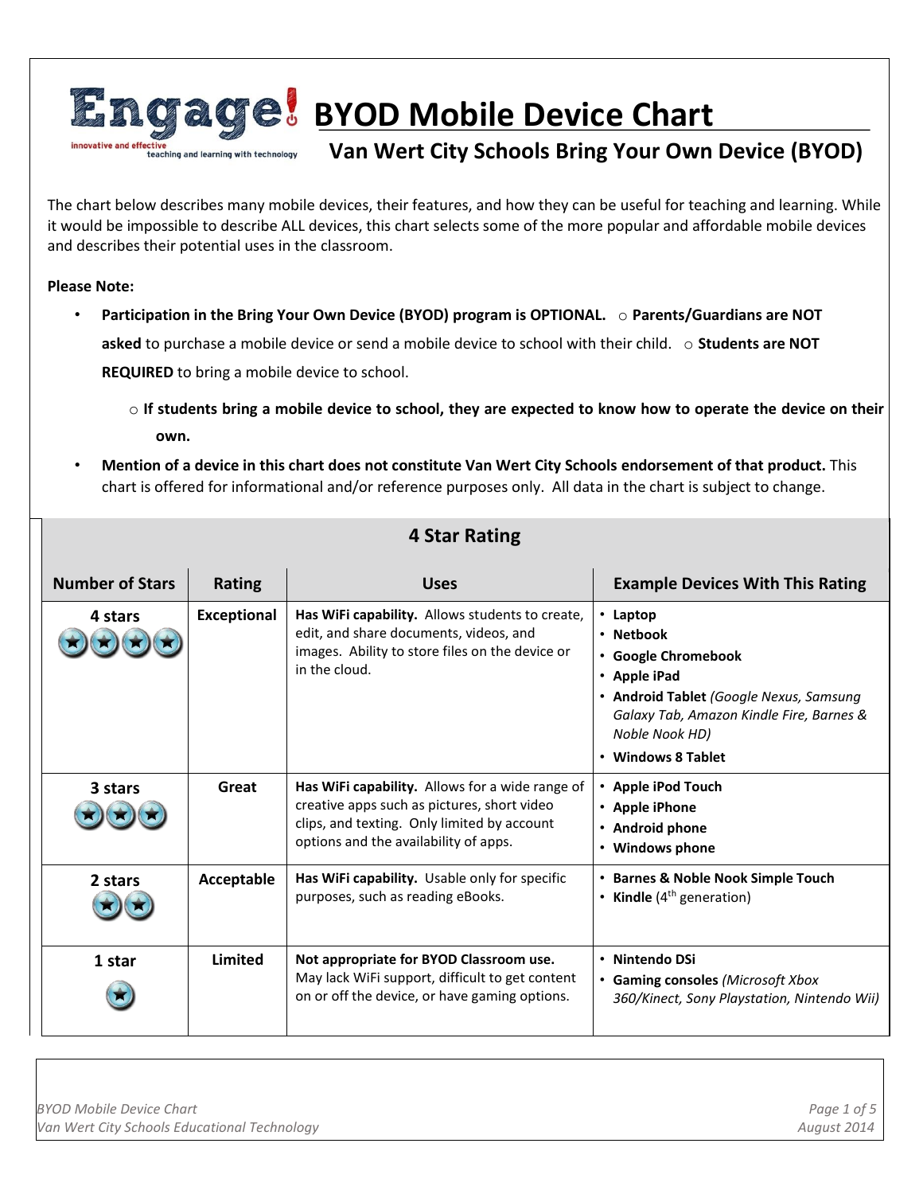# Engage! BYOD Mobile Device Chart

innovative and effective teaching and learning with technology

## Van Wert City Schools Bring Your Own Device (BYOD)

The chart below describes many mobile devices, their features, and how they can be useful for teaching and learning. While it would be impossible to describe ALL devices, this chart selects some of the more popular and affordable mobile devices and describes their potential uses in the classroom.

**Please Note:**

- **Participation in the Bring Your Own Device (BYOD) program is OPTIONAL.**
  - **Parents/Guardians are NOT asked** to purchase a mobile device or send a mobile device to school with their child.
  - **Students are NOT REQUIRED** to bring a mobile device to school.
  - **If students bring a mobile device to school, they are expected to know how to operate the device on their own.**
- **Mention of a device in this chart does not constitute Van Wert City Schools endorsement of that product.** This chart is offered for informational and/or reference purposes only. All data in the chart is subject to change.

### 4 Star Rating

| Number of Stars | Rating | Uses | Example Devices With This Rating |
|---|---|---|---|
| 4 stars | Exceptional | **Has WiFi capability.** Allows students to create, edit, and share documents, videos, and images. Ability to store files on the device or in the cloud. | • **Laptop**<br>• **Netbook**<br>• **Google Chromebook**<br>• **Apple iPad**<br>• **Android Tablet** *(Google Nexus, Samsung Galaxy Tab, Amazon Kindle Fire, Barnes & Noble Nook HD)*<br>• **Windows 8 Tablet** |
| 3 stars | Great | **Has WiFi capability.** Allows for a wide range of creative apps such as pictures, short video clips, and texting. Only limited by account options and the availability of apps. | • **Apple iPod Touch**<br>• **Apple iPhone**<br>• **Android phone**<br>• **Windows phone** |
| 2 stars | Acceptable | **Has WiFi capability.** Usable only for specific purposes, such as reading eBooks. | • **Barnes & Noble Nook Simple Touch**<br>• **Kindle** (4th generation) |
| 1 star | Limited | **Not appropriate for BYOD Classroom use.** May lack WiFi support, difficult to get content on or off the device, or have gaming options. | • **Nintendo DSi**<br>• **Gaming consoles** *(Microsoft Xbox 360/Kinect, Sony Playstation, Nintendo Wii)* |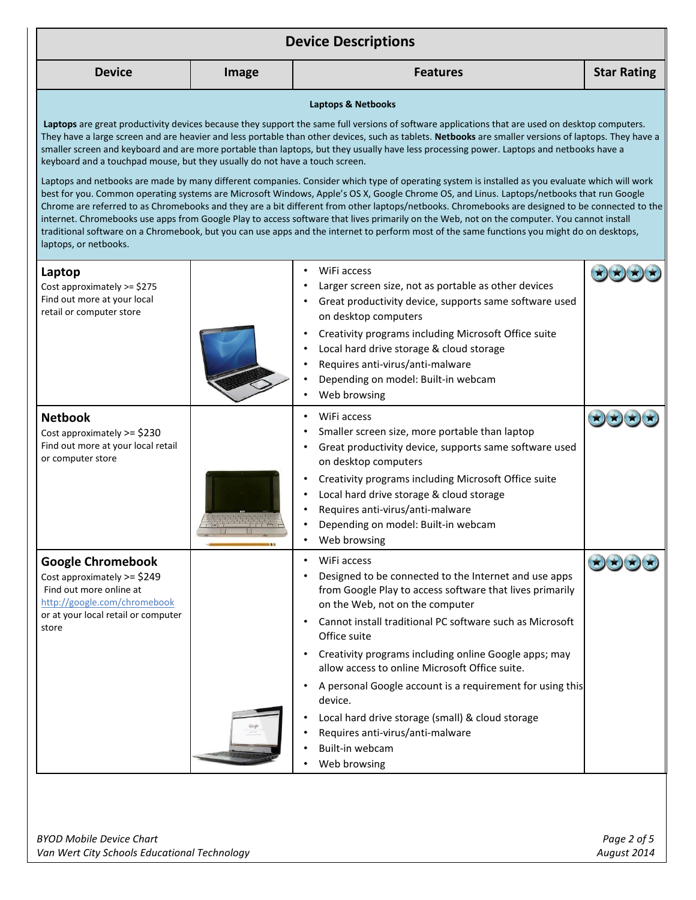# Device Descriptions

| Device | Image | Features | Star Rating |
|---|---|---|---|
| **Laptops & Netbooks** | | | |

**Laptops** are great productivity devices because they support the same full versions of software applications that are used on desktop computers. They have a large screen and are heavier and less portable than other devices, such as tablets. **Netbooks** are smaller versions of laptops. They have a smaller screen and keyboard and are more portable than laptops, but they usually have less processing power. Laptops and netbooks have a keyboard and a touchpad mouse, but they usually do not have a touch screen.

Laptops and netbooks are made by many different companies. Consider which type of operating system is installed as you evaluate which will work best for you. Common operating systems are Microsoft Windows, Apple's OS X, Google Chrome OS, and Linus. Laptops/netbooks that run Google Chrome are referred to as Chromebooks and they are a bit different from other laptops/netbooks. Chromebooks are designed to be connected to the internet. Chromebooks use apps from Google Play to access software that lives primarily on the Web, not on the computer. You cannot install traditional software on a Chromebook, but you can use apps and the internet to perform most of the same functions you might do on desktops, laptops, or netbooks.

| Device | Image | Features | Star Rating |
|---|---|---|---|
| **Laptop**<br>Cost approximately >= $275<br>Find out more at your local retail or computer store | | • WiFi access<br>• Larger screen size, not as portable as other devices<br>• Great productivity device, supports same software used on desktop computers<br>• Creativity programs including Microsoft Office suite<br>• Local hard drive storage & cloud storage<br>• Requires anti-virus/anti-malware<br>• Depending on model: Built-in webcam<br>• Web browsing | ★★★★ |
| **Netbook**<br>Cost approximately >= $230<br>Find out more at your local retail or computer store | | • WiFi access<br>• Smaller screen size, more portable than laptop<br>• Great productivity device, supports same software used on desktop computers<br>• Creativity programs including Microsoft Office suite<br>• Local hard drive storage & cloud storage<br>• Requires anti-virus/anti-malware<br>• Depending on model: Built-in webcam<br>• Web browsing | ★★★★ |
| **Google Chromebook**<br>Cost approximately >= $249<br>Find out more online at http://google.com/chromebook or at your local retail or computer store | | • WiFi access<br>• Designed to be connected to the Internet and use apps from Google Play to access software that lives primarily on the Web, not on the computer<br>• Cannot install traditional PC software such as Microsoft Office suite<br>• Creativity programs including online Google apps; may allow access to online Microsoft Office suite.<br>• A personal Google account is a requirement for using this device.<br>• Local hard drive storage (small) & cloud storage<br>• Requires anti-virus/anti-malware<br>• Built-in webcam<br>• Web browsing | ★★★★ |

*BYOD Mobile Device Chart*
*Van Wert City Schools Educational Technology*

*August 2014*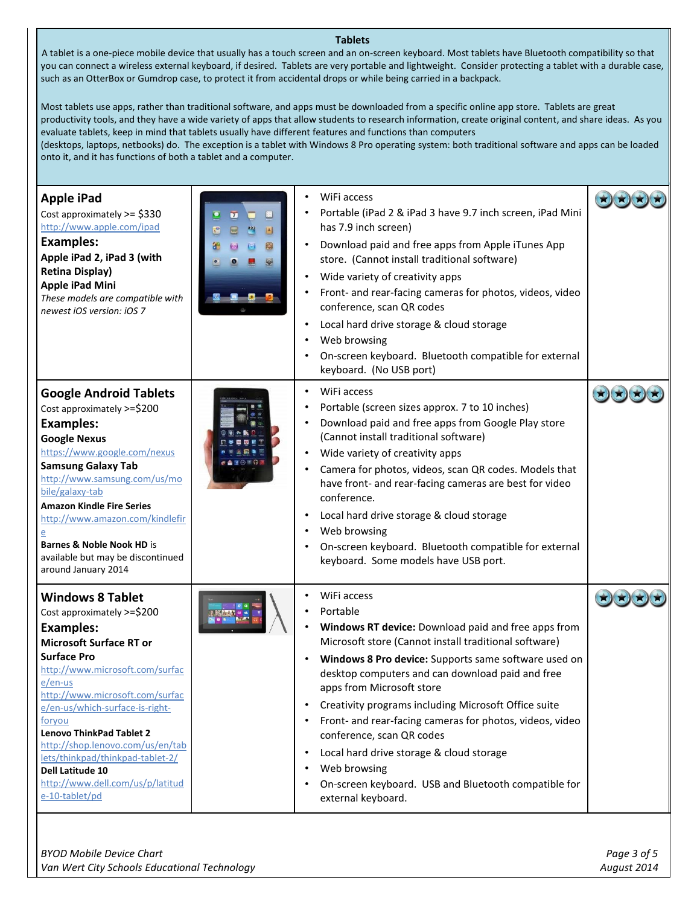## Tablets

A tablet is a one-piece mobile device that usually has a touch screen and an on-screen keyboard. Most tablets have Bluetooth compatibility so that you can connect a wireless external keyboard, if desired. Tablets are very portable and lightweight. Consider protecting a tablet with a durable case, such as an OtterBox or Gumdrop case, to protect it from accidental drops or while being carried in a backpack.

Most tablets use apps, rather than traditional software, and apps must be downloaded from a specific online app store. Tablets are great productivity tools, and they have a wide variety of apps that allow students to research information, create original content, and share ideas. As you evaluate tablets, keep in mind that tablets usually have different features and functions than computers (desktops, laptops, netbooks) do. The exception is a tablet with Windows 8 Pro operating system: both traditional software and apps can be loaded onto it, and it has functions of both a tablet and a computer.

| Device | | Features | Rating |
|---|---|---|---|
| **Apple iPad**<br>Cost approximately >= $330<br>http://www.apple.com/ipad<br>**Examples:**<br>**Apple iPad 2, iPad 3 (with Retina Display)**<br>**Apple iPad Mini**<br>*These models are compatible with newest iOS version: iOS 7* | | • WiFi access<br>• Portable (iPad 2 & iPad 3 have 9.7 inch screen, iPad Mini has 7.9 inch screen)<br>• Download paid and free apps from Apple iTunes App store. (Cannot install traditional software)<br>• Wide variety of creativity apps<br>• Front- and rear-facing cameras for photos, videos, video conference, scan QR codes<br>• Local hard drive storage & cloud storage<br>• Web browsing<br>• On-screen keyboard. Bluetooth compatible for external keyboard. (No USB port) | ★★★★ |
| **Google Android Tablets**<br>Cost approximately >=$200<br>**Examples:**<br>**Google Nexus**<br>https://www.google.com/nexus<br>**Samsung Galaxy Tab**<br>http://www.samsung.com/us/mobile/galaxy-tab<br>**Amazon Kindle Fire Series**<br>http://www.amazon.com/kindlefire<br>**Barnes & Noble Nook HD** is available but may be discontinued around January 2014 | | • WiFi access<br>• Portable (screen sizes approx. 7 to 10 inches)<br>• Download paid and free apps from Google Play store (Cannot install traditional software)<br>• Wide variety of creativity apps<br>• Camera for photos, videos, scan QR codes. Models that have front- and rear-facing cameras are best for video conference.<br>• Local hard drive storage & cloud storage<br>• Web browsing<br>• On-screen keyboard. Bluetooth compatible for external keyboard. Some models have USB port. | ★★★★ |
| **Windows 8 Tablet**<br>Cost approximately >=$200<br>**Examples:**<br>**Microsoft Surface RT or Surface Pro**<br>http://www.microsoft.com/surface/en-us<br>http://www.microsoft.com/surface/en-us/which-surface-is-right-foryou<br>**Lenovo ThinkPad Tablet 2**<br>http://shop.lenovo.com/us/en/tablets/thinkpad/thinkpad-tablet-2/<br>**Dell Latitude 10**<br>http://www.dell.com/us/p/latitude-10-tablet/pd | | • WiFi access<br>• Portable<br>• **Windows RT device:** Download paid and free apps from Microsoft store (Cannot install traditional software)<br>• **Windows 8 Pro device:** Supports same software used on desktop computers and can download paid and free apps from Microsoft store<br>• Creativity programs including Microsoft Office suite<br>• Front- and rear-facing cameras for photos, videos, video conference, scan QR codes<br>• Local hard drive storage & cloud storage<br>• Web browsing<br>• On-screen keyboard. USB and Bluetooth compatible for external keyboard. | ★★★★ |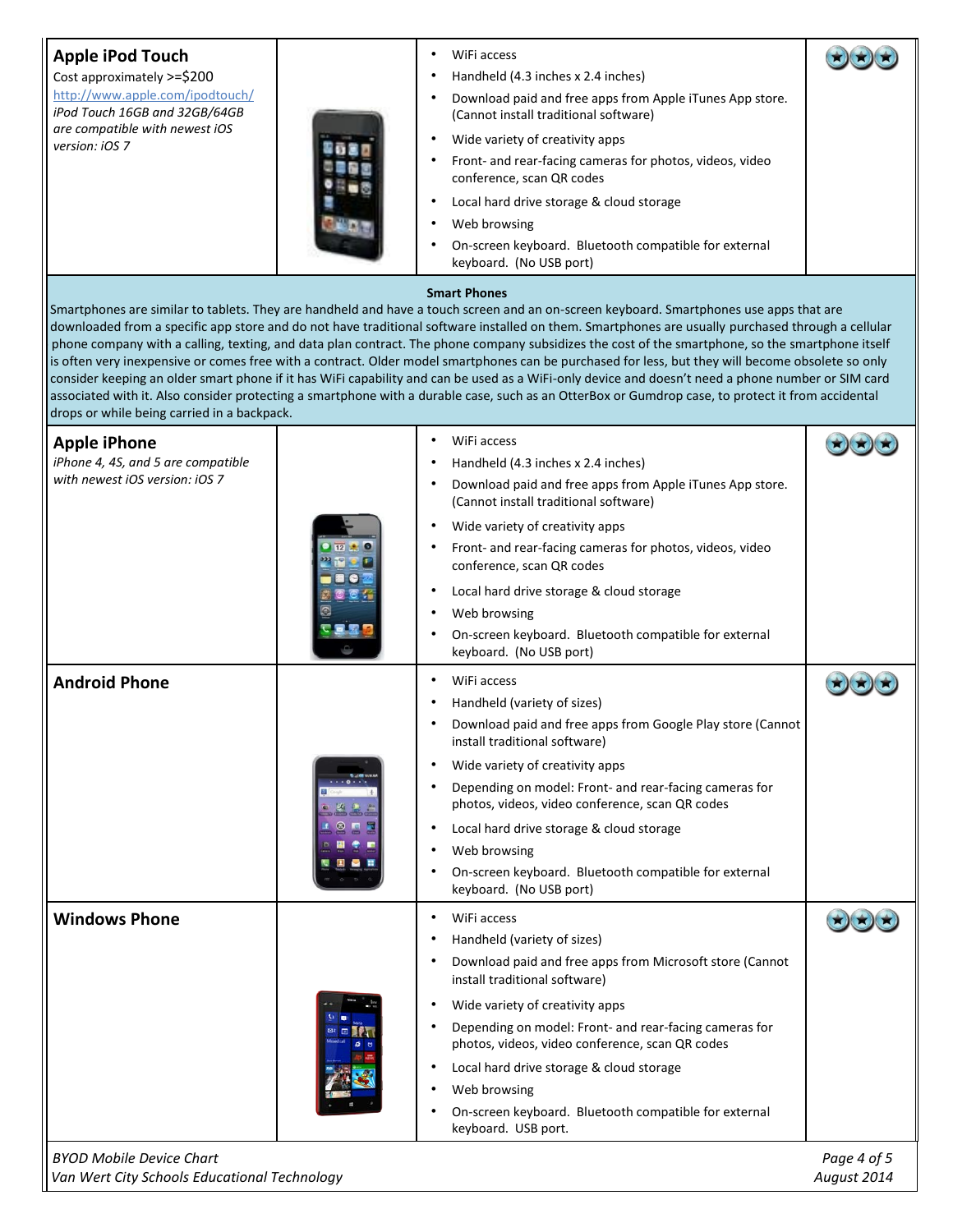| | | | |
|---|---|---|---|
| **Apple iPod Touch**<br>Cost approximately >=$200<br>http://www.apple.com/ipodtouch/<br>*iPod Touch 16GB and 32GB/64GB are compatible with newest iOS version: iOS 7* | | • WiFi access<br>• Handheld (4.3 inches x 2.4 inches)<br>• Download paid and free apps from Apple iTunes App store. (Cannot install traditional software)<br>• Wide variety of creativity apps<br>• Front- and rear-facing cameras for photos, videos, video conference, scan QR codes<br>• Local hard drive storage & cloud storage<br>• Web browsing<br>• On-screen keyboard. Bluetooth compatible for external keyboard. (No USB port) | ★★★ |

**Smart Phones**

Smartphones are similar to tablets. They are handheld and have a touch screen and an on-screen keyboard. Smartphones use apps that are downloaded from a specific app store and do not have traditional software installed on them. Smartphones are usually purchased through a cellular phone company with a calling, texting, and data plan contract. The phone company subsidizes the cost of the smartphone, so the smartphone itself is often very inexpensive or comes free with a contract. Older model smartphones can be purchased for less, but they will become obsolete so only consider keeping an older smart phone if it has WiFi capability and can be used as a WiFi-only device and doesn't need a phone number or SIM card associated with it. Also consider protecting a smartphone with a durable case, such as an OtterBox or Gumdrop case, to protect it from accidental drops or while being carried in a backpack.

| | | | |
|---|---|---|---|
| **Apple iPhone**<br>*iPhone 4, 4S, and 5 are compatible with newest iOS version: iOS 7* | | • WiFi access<br>• Handheld (4.3 inches x 2.4 inches)<br>• Download paid and free apps from Apple iTunes App store. (Cannot install traditional software)<br>• Wide variety of creativity apps<br>• Front- and rear-facing cameras for photos, videos, video conference, scan QR codes<br>• Local hard drive storage & cloud storage<br>• Web browsing<br>• On-screen keyboard. Bluetooth compatible for external keyboard. (No USB port) | ★★★ |
| **Android Phone** | | • WiFi access<br>• Handheld (variety of sizes)<br>• Download paid and free apps from Google Play store (Cannot install traditional software)<br>• Wide variety of creativity apps<br>• Depending on model: Front- and rear-facing cameras for photos, videos, video conference, scan QR codes<br>• Local hard drive storage & cloud storage<br>• Web browsing<br>• On-screen keyboard. Bluetooth compatible for external keyboard. (No USB port) | ★★★ |
| **Windows Phone** | | • WiFi access<br>• Handheld (variety of sizes)<br>• Download paid and free apps from Microsoft store (Cannot install traditional software)<br>• Wide variety of creativity apps<br>• Depending on model: Front- and rear-facing cameras for photos, videos, video conference, scan QR codes<br>• Local hard drive storage & cloud storage<br>• Web browsing<br>• On-screen keyboard. Bluetooth compatible for external keyboard. USB port. | ★★★ |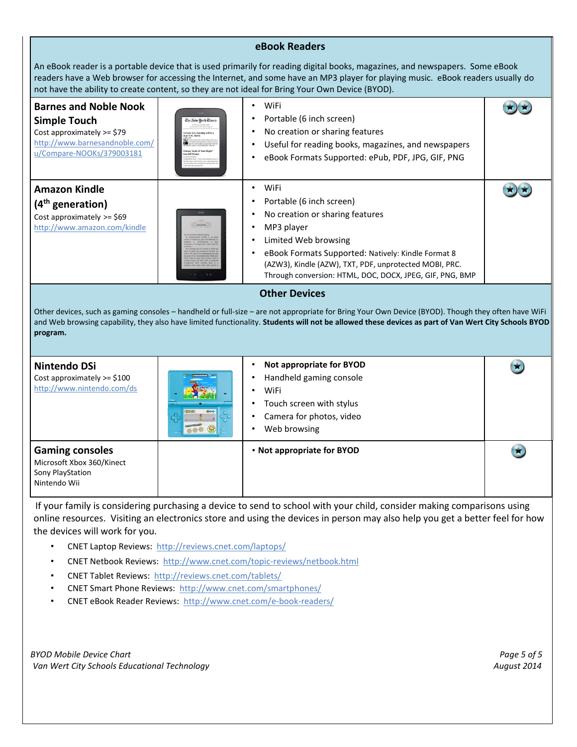## eBook Readers

An eBook reader is a portable device that is used primarily for reading digital books, magazines, and newspapers. Some eBook readers have a Web browser for accessing the Internet, and some have an MP3 player for playing music. eBook readers usually do not have the ability to create content, so they are not ideal for Bring Your Own Device (BYOD).

| | | | |
|---|---|---|---|
| **Barnes and Noble Nook Simple Touch**<br>Cost approximately >= $79<br>http://www.barnesandnoble.com/u/Compare-NOOKs/379003181 | | • WiFi<br>• Portable (6 inch screen)<br>• No creation or sharing features<br>• Useful for reading books, magazines, and newspapers<br>• eBook Formats Supported: ePub, PDF, JPG, GIF, PNG | ★★ |
| **Amazon Kindle (4th generation)**<br>Cost approximately >= $69<br>http://www.amazon.com/kindle | | • WiFi<br>• Portable (6 inch screen)<br>• No creation or sharing features<br>• MP3 player<br>• Limited Web browsing<br>• eBook Formats Supported: Natively: Kindle Format 8 (AZW3), Kindle (AZW), TXT, PDF, unprotected MOBI, PRC. Through conversion: HTML, DOC, DOCX, JPEG, GIF, PNG, BMP | ★★ |

## Other Devices

Other devices, such as gaming consoles – handheld or full-size – are not appropriate for Bring Your Own Device (BYOD). Though they often have WiFi and Web browsing capability, they also have limited functionality. **Students will not be allowed these devices as part of Van Wert City Schools BYOD program.**

| | | | |
|---|---|---|---|
| **Nintendo DSi**<br>Cost approximately >= $100<br>http://www.nintendo.com/ds | | • **Not appropriate for BYOD**<br>• Handheld gaming console<br>• WiFi<br>• Touch screen with stylus<br>• Camera for photos, video<br>• Web browsing | ★ |
| **Gaming consoles**<br>Microsoft Xbox 360/Kinect<br>Sony PlayStation<br>Nintendo Wii | | • **Not appropriate for BYOD** | ★ |

If your family is considering purchasing a device to send to school with your child, consider making comparisons using online resources. Visiting an electronics store and using the devices in person may also help you get a better feel for how the devices will work for you.

- CNET Laptop Reviews: http://reviews.cnet.com/laptops/
- CNET Netbook Reviews: http://www.cnet.com/topic-reviews/netbook.html
- CNET Tablet Reviews: http://reviews.cnet.com/tablets/
- CNET Smart Phone Reviews: http://www.cnet.com/smartphones/
- CNET eBook Reader Reviews: http://www.cnet.com/e-book-readers/